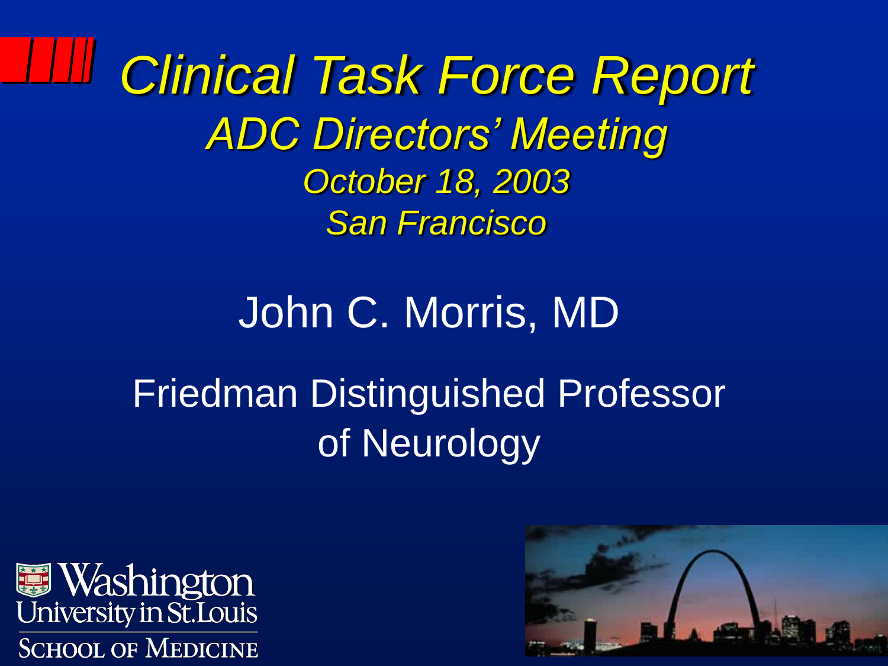# *Clinical Task Force Report*

## *ADC Directors' Meeting*

*October 18, 2003*

*San Francisco*

John C. Morris, MD

Friedman Distinguished Professor of Neurology

Washington University in St.Louis

School of Medicine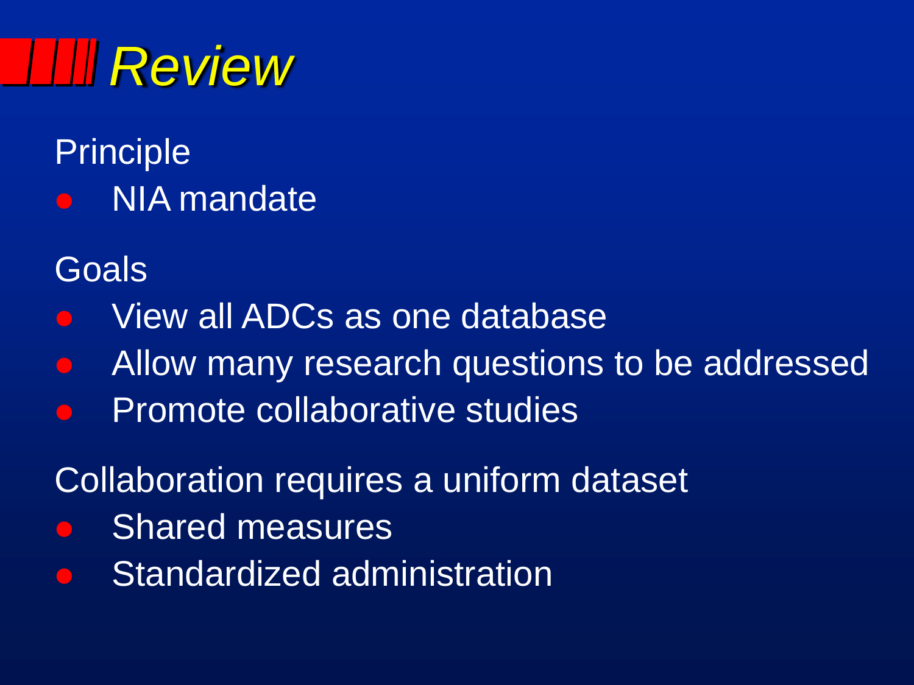# *Review*

Principle

- NIA mandate

Goals

- View all ADCs as one database
- Allow many research questions to be addressed
- Promote collaborative studies

Collaboration requires a uniform dataset

- Shared measures
- Standardized administration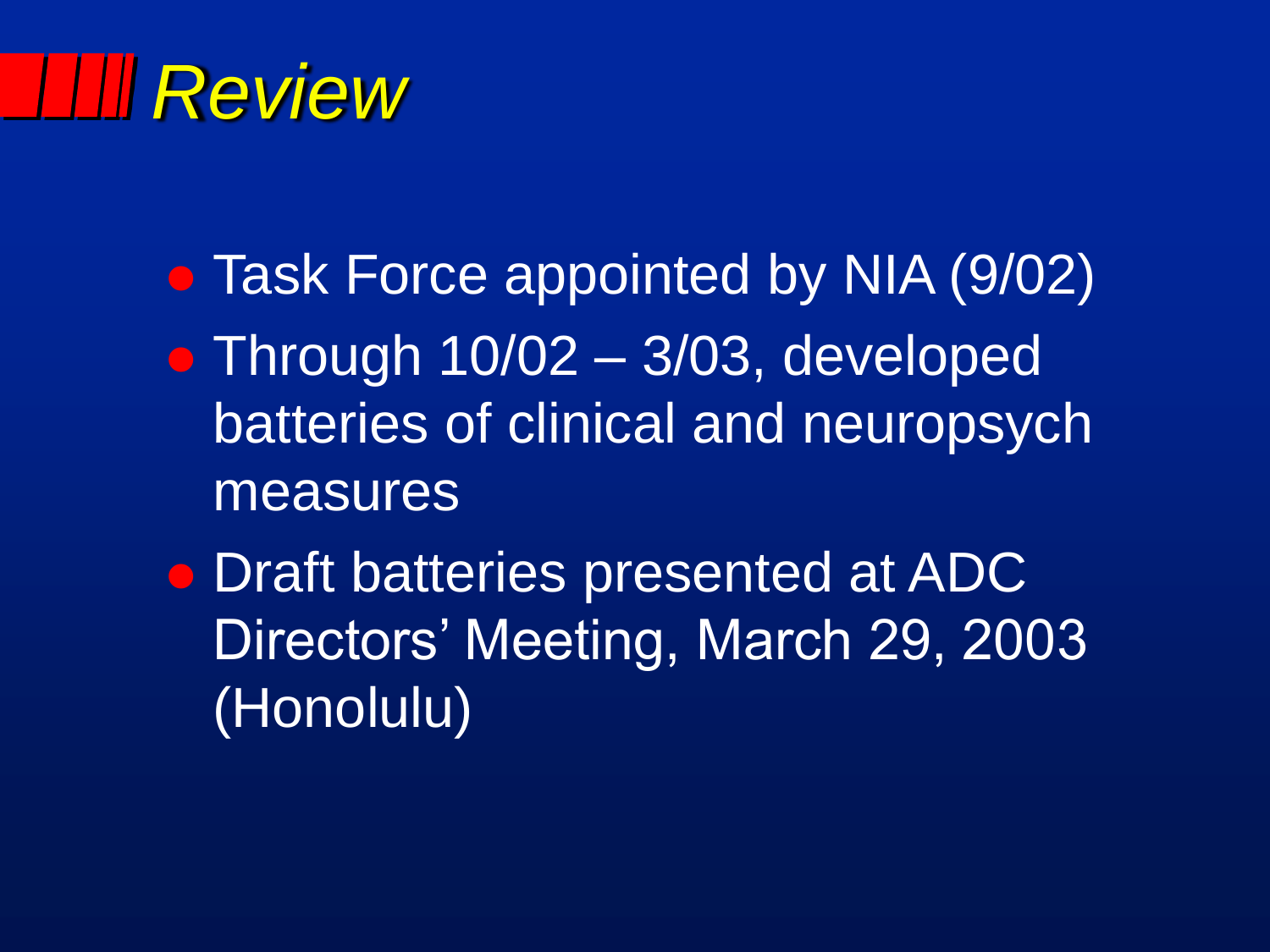# Review

- Task Force appointed by NIA (9/02)
- Through 10/02 – 3/03, developed batteries of clinical and neuropsych measures
- Draft batteries presented at ADC Directors' Meeting, March 29, 2003 (Honolulu)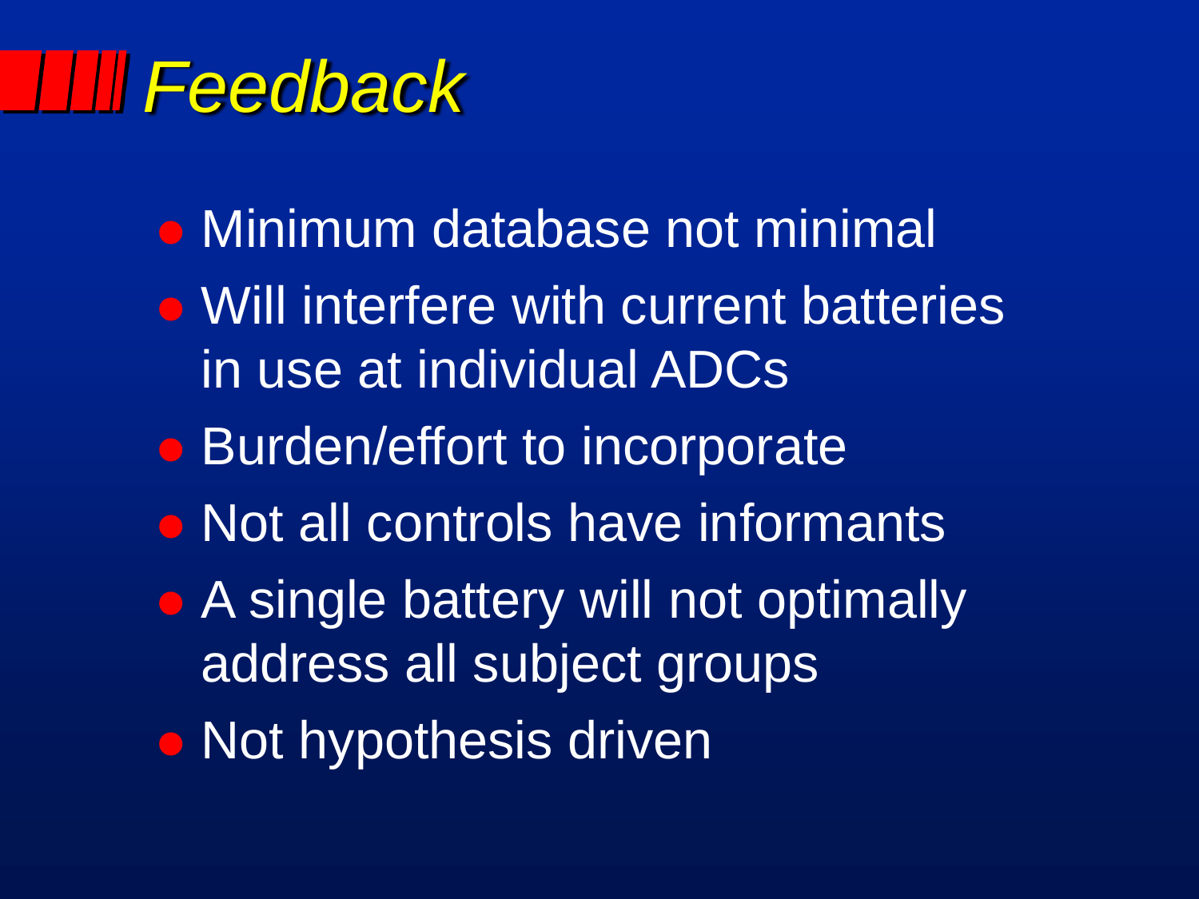# Feedback

- Minimum database not minimal
- Will interfere with current batteries in use at individual ADCs
- Burden/effort to incorporate
- Not all controls have informants
- A single battery will not optimally address all subject groups
- Not hypothesis driven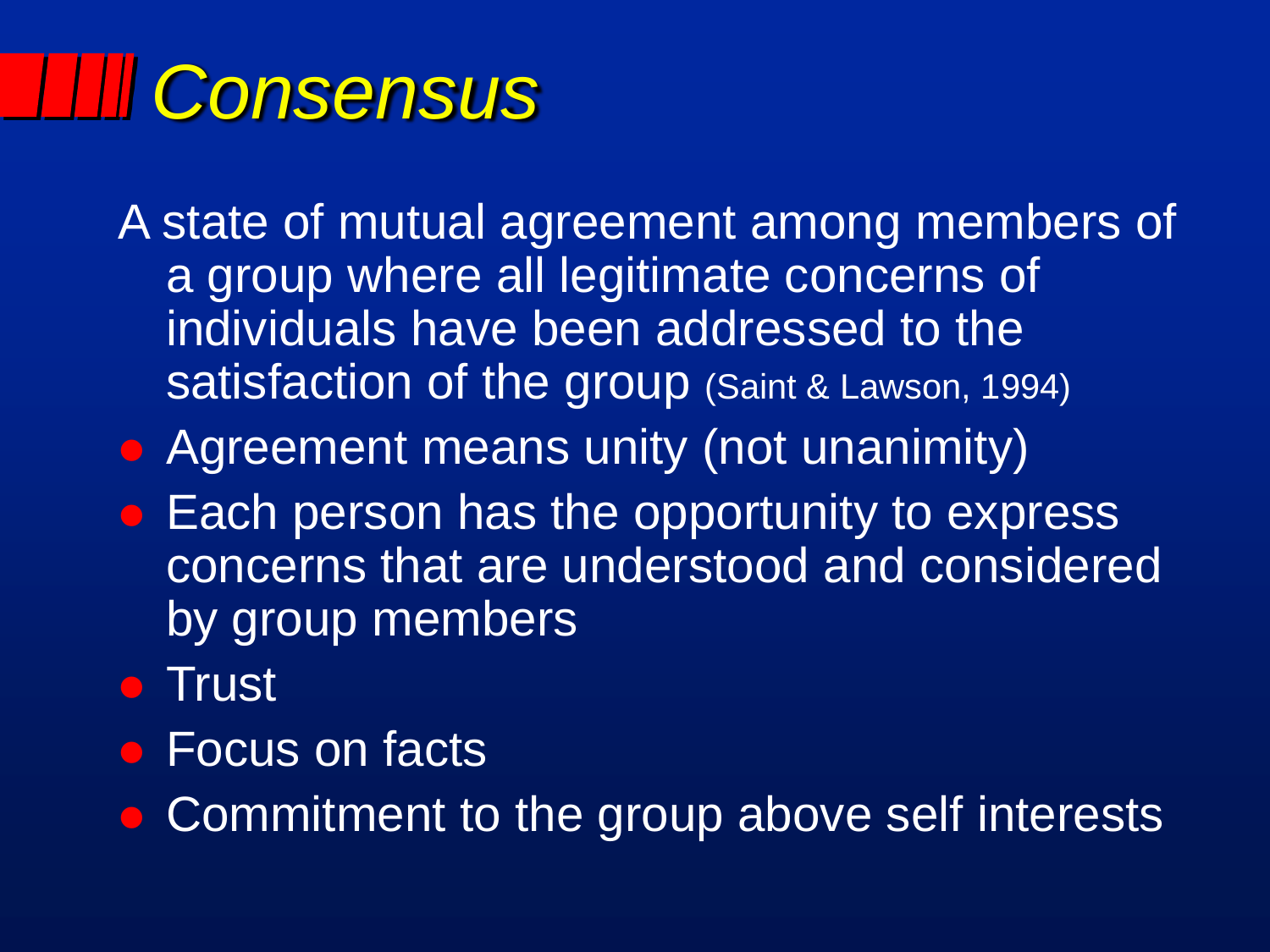# Consensus

A state of mutual agreement among members of a group where all legitimate concerns of individuals have been addressed to the satisfaction of the group (Saint & Lawson, 1994)

- Agreement means unity (not unanimity)
- Each person has the opportunity to express concerns that are understood and considered by group members
- Trust
- Focus on facts
- Commitment to the group above self interests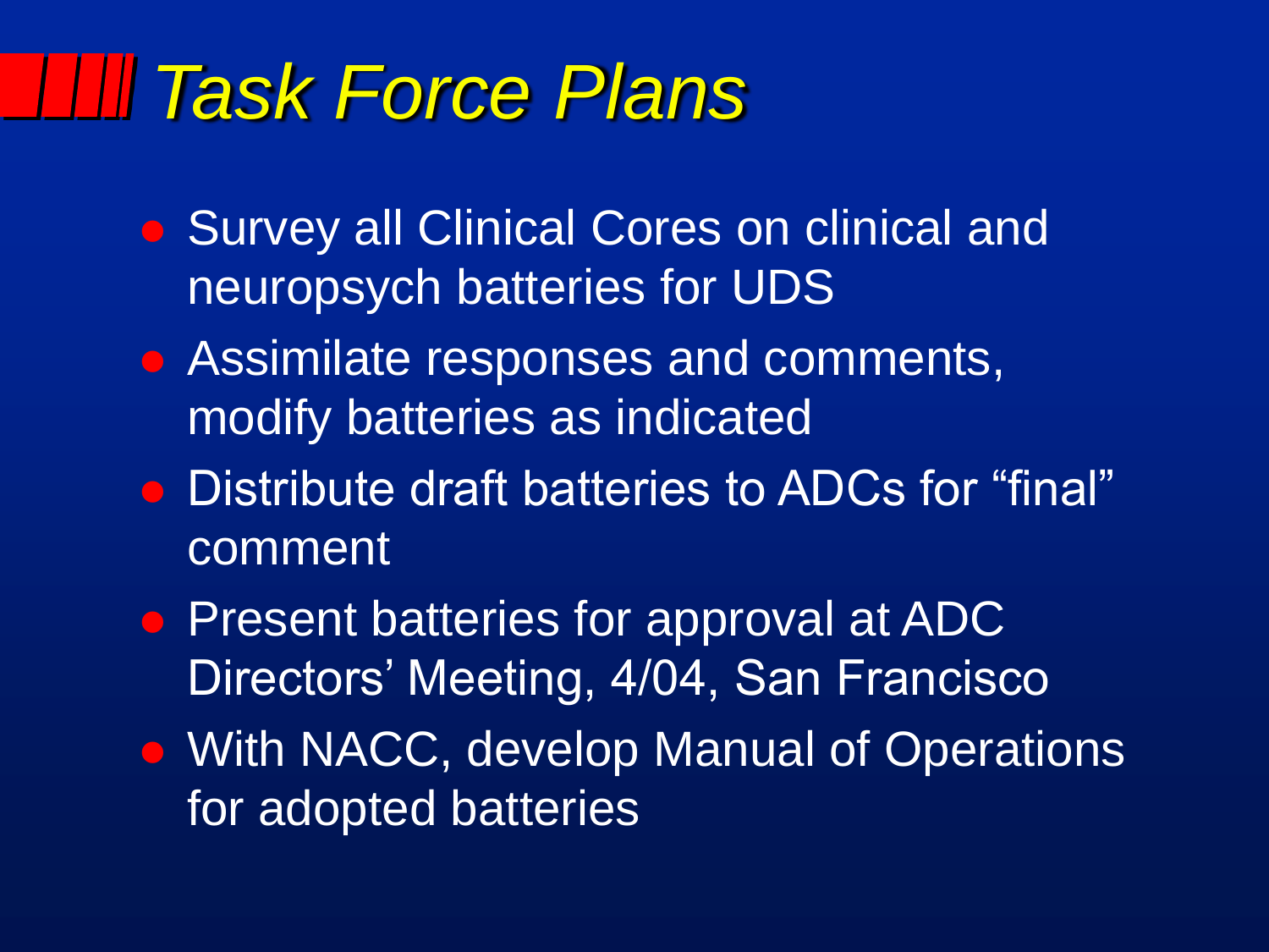# *Task Force Plans*

- Survey all Clinical Cores on clinical and neuropsych batteries for UDS
- Assimilate responses and comments, modify batteries as indicated
- Distribute draft batteries to ADCs for "final" comment
- Present batteries for approval at ADC Directors' Meeting, 4/04, San Francisco
- With NACC, develop Manual of Operations for adopted batteries